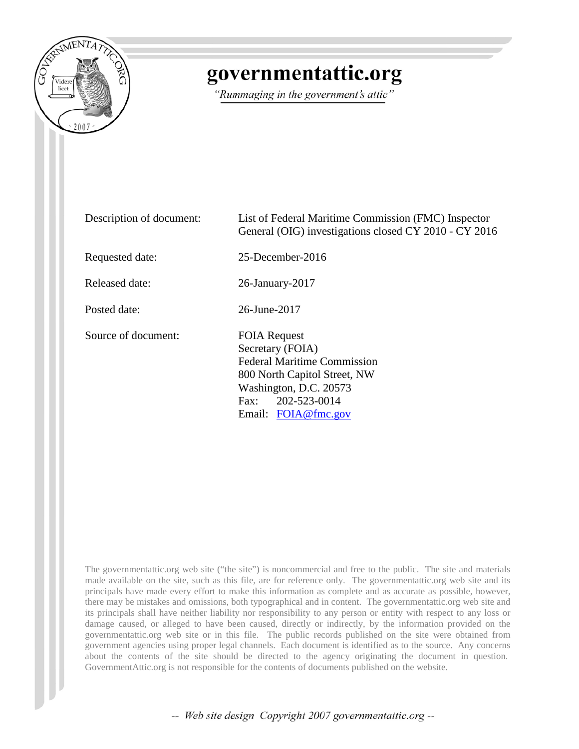# governmentattic.org

*"Rummaging in the government's attic"*

| | |
|---|---|
| Description of document: | List of Federal Maritime Commission (FMC) Inspector General (OIG) investigations closed CY 2010 - CY 2016 |
| Requested date: | 25-December-2016 |
| Released date: | 26-January-2017 |
| Posted date: | 26-June-2017 |
| Source of document: | FOIA Request<br>Secretary (FOIA)<br>Federal Maritime Commission<br>800 North Capitol Street, NW<br>Washington, D.C. 20573<br>Fax: 202-523-0014<br>Email: FOIA@fmc.gov |

The governmentattic.org web site ("the site") is noncommercial and free to the public. The site and materials made available on the site, such as this file, are for reference only. The governmentattic.org web site and its principals have made every effort to make this information as complete and as accurate as possible, however, there may be mistakes and omissions, both typographical and in content. The governmentattic.org web site and its principals shall have neither liability nor responsibility to any person or entity with respect to any loss or damage caused, or alleged to have been caused, directly or indirectly, by the information provided on the governmentattic.org web site or in this file. The public records published on the site were obtained from government agencies using proper legal channels. Each document is identified as to the source. Any concerns about the contents of the site should be directed to the agency originating the document in question. GovernmentAttic.org is not responsible for the contents of documents published on the website.

-- Web site design Copyright 2007 governmentattic.org --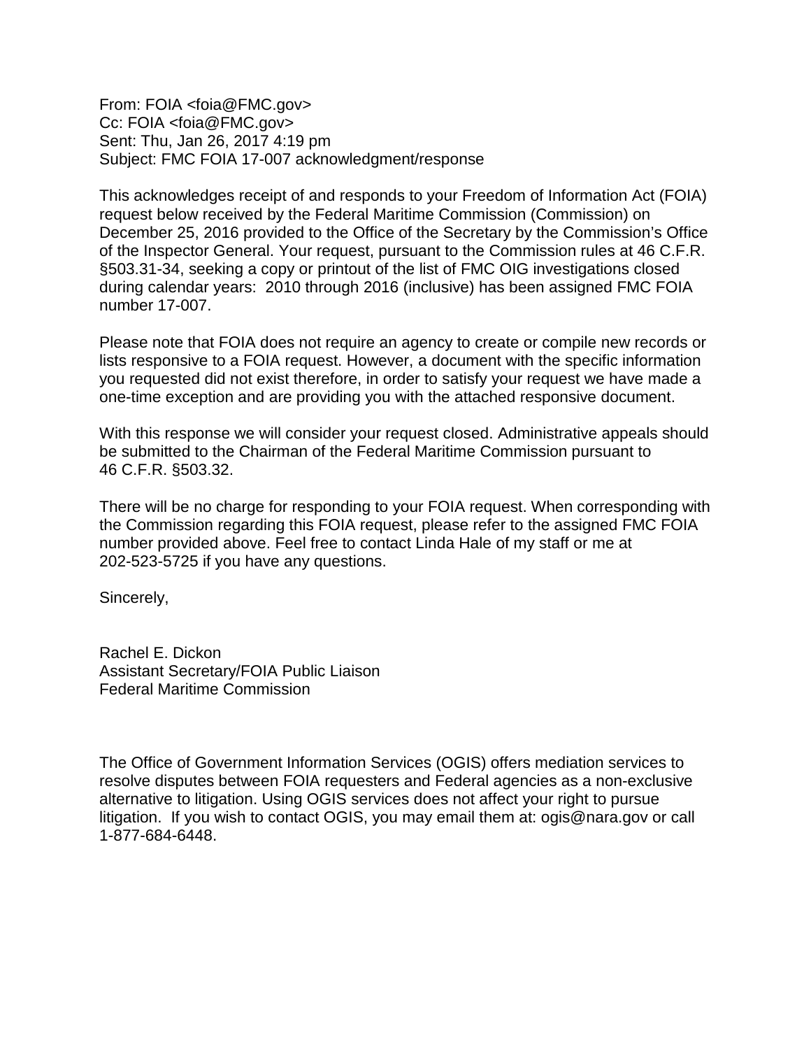From: FOIA <foia@FMC.gov>
Cc: FOIA <foia@FMC.gov>
Sent: Thu, Jan 26, 2017 4:19 pm
Subject: FMC FOIA 17-007 acknowledgment/response

This acknowledges receipt of and responds to your Freedom of Information Act (FOIA) request below received by the Federal Maritime Commission (Commission) on December 25, 2016 provided to the Office of the Secretary by the Commission's Office of the Inspector General. Your request, pursuant to the Commission rules at 46 C.F.R. §503.31-34, seeking a copy or printout of the list of FMC OIG investigations closed during calendar years: 2010 through 2016 (inclusive) has been assigned FMC FOIA number 17-007.

Please note that FOIA does not require an agency to create or compile new records or lists responsive to a FOIA request. However, a document with the specific information you requested did not exist therefore, in order to satisfy your request we have made a one-time exception and are providing you with the attached responsive document.

With this response we will consider your request closed. Administrative appeals should be submitted to the Chairman of the Federal Maritime Commission pursuant to 46 C.F.R. §503.32.

There will be no charge for responding to your FOIA request. When corresponding with the Commission regarding this FOIA request, please refer to the assigned FMC FOIA number provided above. Feel free to contact Linda Hale of my staff or me at 202-523-5725 if you have any questions.

Sincerely,

Rachel E. Dickon
Assistant Secretary/FOIA Public Liaison
Federal Maritime Commission

The Office of Government Information Services (OGIS) offers mediation services to resolve disputes between FOIA requesters and Federal agencies as a non-exclusive alternative to litigation. Using OGIS services does not affect your right to pursue litigation. If you wish to contact OGIS, you may email them at: ogis@nara.gov or call 1-877-684-6448.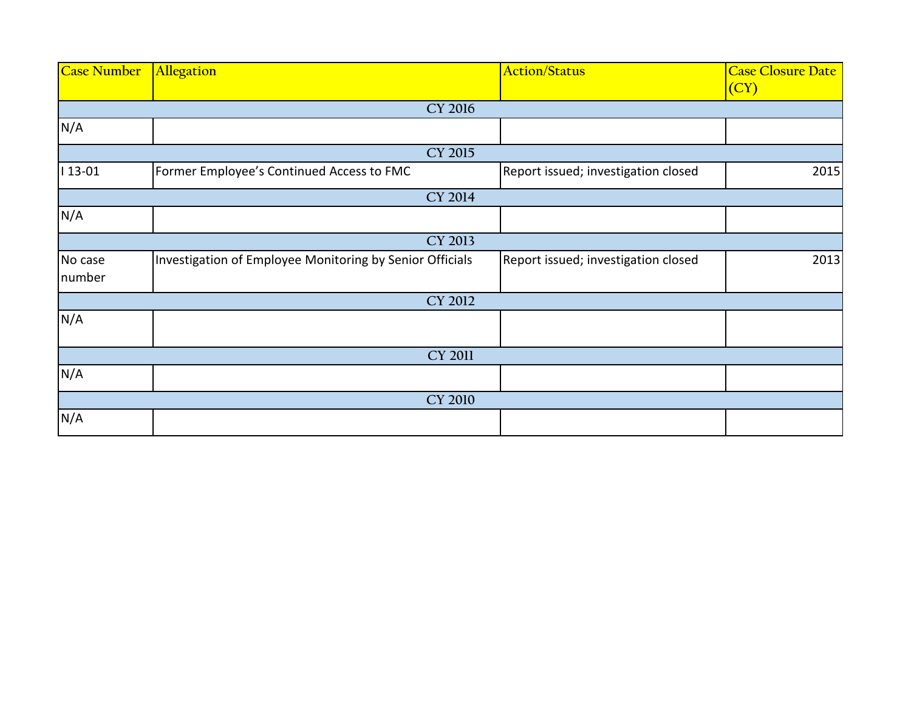| Case Number | Allegation | Action/Status | Case Closure Date (CY) |
|---|---|---|---|
| CY 2016 | | | |
| N/A | | | |
| CY 2015 | | | |
| I 13-01 | Former Employee's Continued Access to FMC | Report issued; investigation closed | 2015 |
| CY 2014 | | | |
| N/A | | | |
| CY 2013 | | | |
| No case number | Investigation of Employee Monitoring by Senior Officials | Report issued; investigation closed | 2013 |
| CY 2012 | | | |
| N/A | | | |
| CY 2011 | | | |
| N/A | | | |
| CY 2010 | | | |
| N/A | | | |